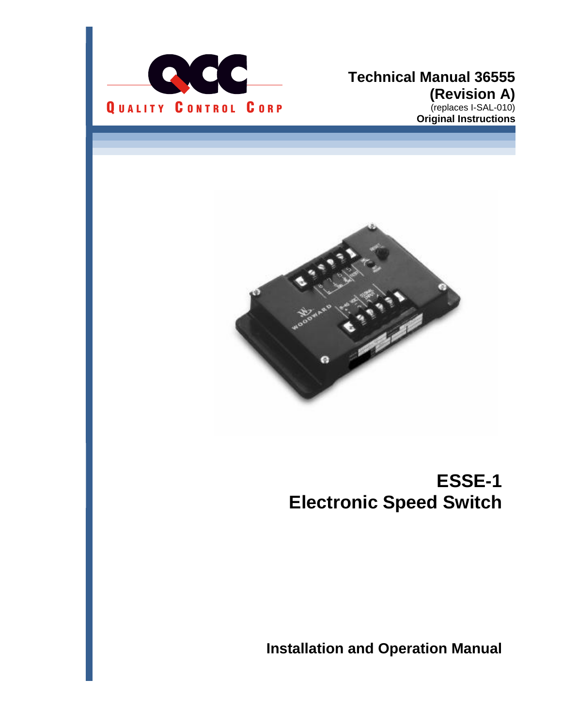QUALITY CONTROL CORP

**Technical Manual 36555**
**(Revision A)**
(replaces I-SAL-010)
**Original Instructions**

# ESSE-1
# Electronic Speed Switch

## Installation and Operation Manual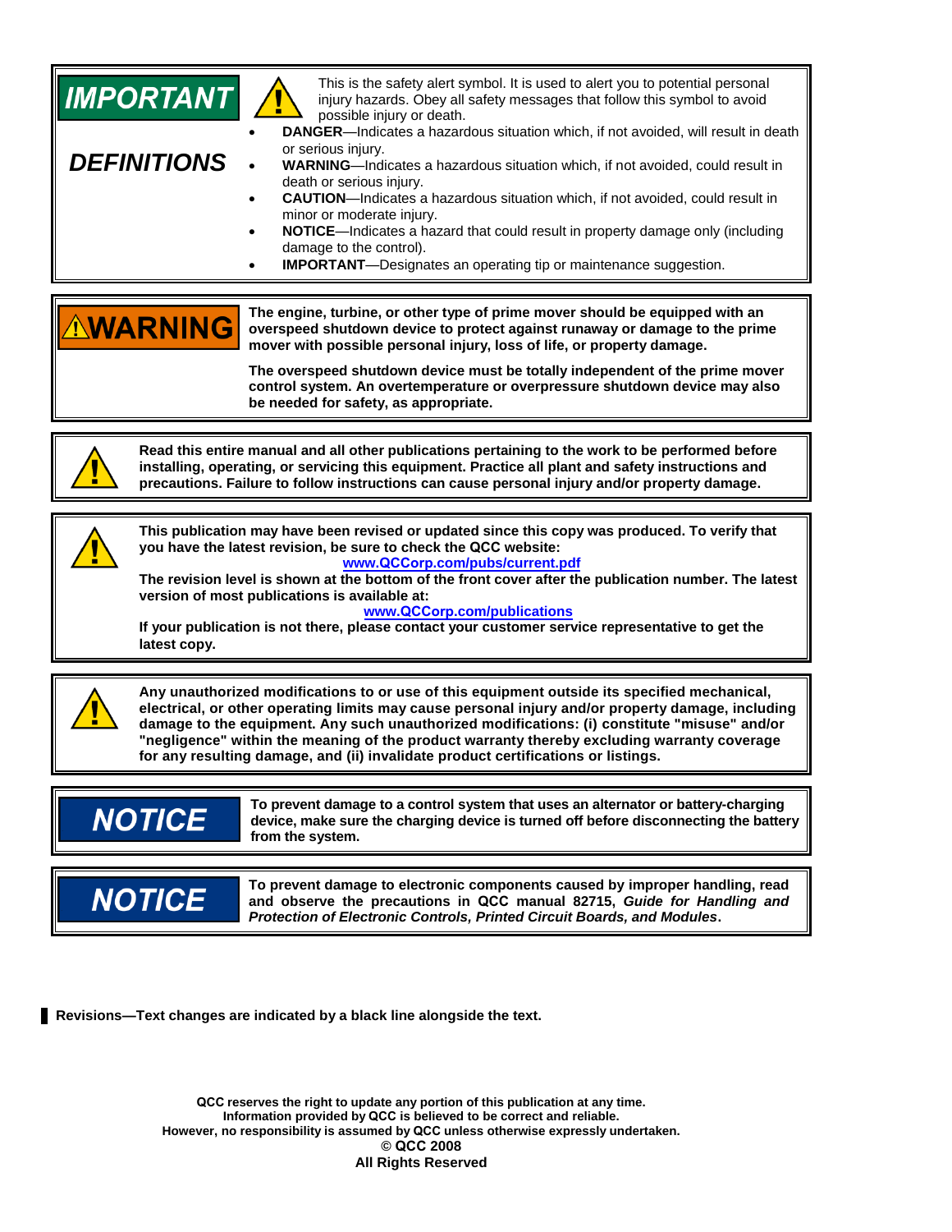**IMPORTANT**

**DEFINITIONS**

This is the safety alert symbol. It is used to alert you to potential personal injury hazards. Obey all safety messages that follow this symbol to avoid possible injury or death.

- **DANGER**—Indicates a hazardous situation which, if not avoided, will result in death or serious injury.
- **WARNING**—Indicates a hazardous situation which, if not avoided, could result in death or serious injury.
- **CAUTION**—Indicates a hazardous situation which, if not avoided, could result in minor or moderate injury.
- **NOTICE**—Indicates a hazard that could result in property damage only (including damage to the control).
- **IMPORTANT**—Designates an operating tip or maintenance suggestion.

---

**⚠WARNING**

**The engine, turbine, or other type of prime mover should be equipped with an overspeed shutdown device to protect against runaway or damage to the prime mover with possible personal injury, loss of life, or property damage.**

**The overspeed shutdown device must be totally independent of the prime mover control system. An overtemperature or overpressure shutdown device may also be needed for safety, as appropriate.**

---

**Read this entire manual and all other publications pertaining to the work to be performed before installing, operating, or servicing this equipment. Practice all plant and safety instructions and precautions. Failure to follow instructions can cause personal injury and/or property damage.**

---

**This publication may have been revised or updated since this copy was produced. To verify that you have the latest revision, be sure to check the QCC website:**

**www.QCCorp.com/pubs/current.pdf**

**The revision level is shown at the bottom of the front cover after the publication number. The latest version of most publications is available at:**

**www.QCCorp.com/publications**

**If your publication is not there, please contact your customer service representative to get the latest copy.**

---

**Any unauthorized modifications to or use of this equipment outside its specified mechanical, electrical, or other operating limits may cause personal injury and/or property damage, including damage to the equipment. Any such unauthorized modifications: (i) constitute "misuse" and/or "negligence" within the meaning of the product warranty thereby excluding warranty coverage for any resulting damage, and (ii) invalidate product certifications or listings.**

---

**NOTICE**

**To prevent damage to a control system that uses an alternator or battery-charging device, make sure the charging device is turned off before disconnecting the battery from the system.**

---

**NOTICE**

**To prevent damage to electronic components caused by improper handling, read and observe the precautions in QCC manual 82715, *Guide for Handling and Protection of Electronic Controls, Printed Circuit Boards, and Modules*.**

---

**Revisions—Text changes are indicated by a black line alongside the text.**

**QCC reserves the right to update any portion of this publication at any time.**
**Information provided by QCC is believed to be correct and reliable.**
**However, no responsibility is assumed by QCC unless otherwise expressly undertaken.**
**© QCC 2008**
**All Rights Reserved**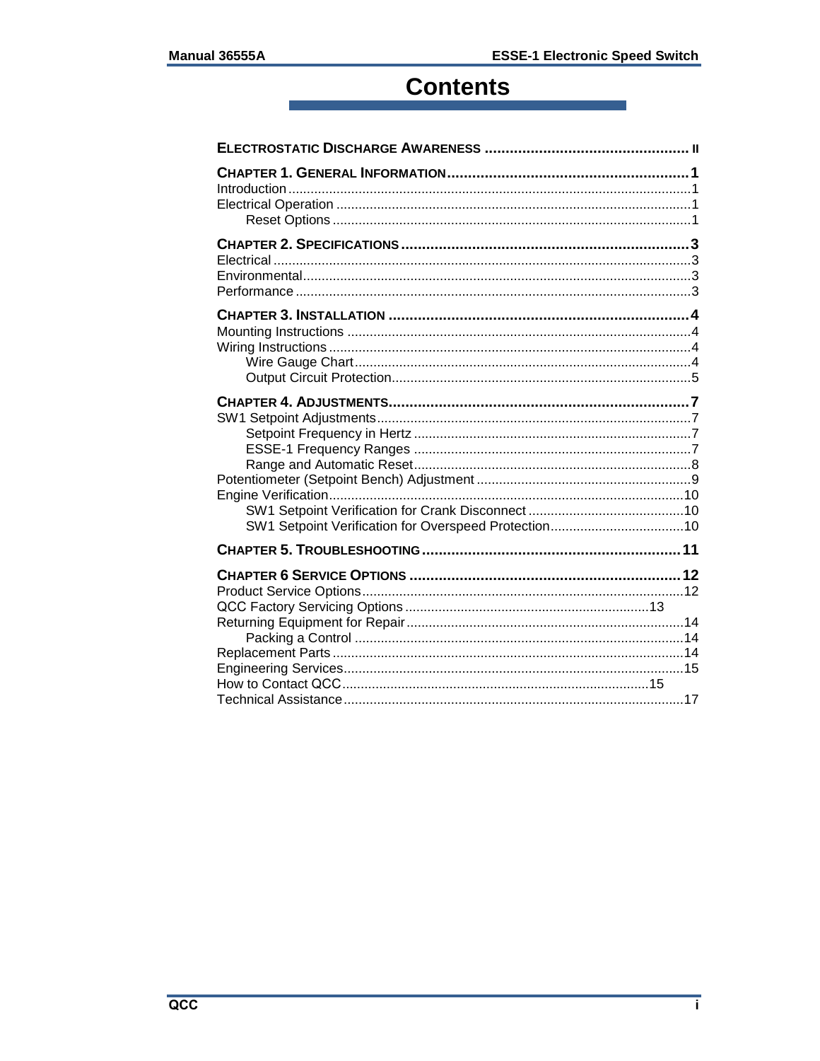# Contents

**ELECTROSTATIC DISCHARGE AWARENESS** ................................................ **II**

**CHAPTER 1. GENERAL INFORMATION** .......................................................... **1**
Introduction .......................................................................................................... 1
Electrical Operation ............................................................................................. 1
Reset Options ................................................................................................ 1

**CHAPTER 2. SPECIFICATIONS** ..................................................................... **3**
Electrical .............................................................................................................. 3
Environmental ...................................................................................................... 3
Performance ......................................................................................................... 3

**CHAPTER 3. INSTALLATION** ........................................................................ **4**
Mounting Instructions ........................................................................................... 4
Wiring Instructions ............................................................................................... 4
Wire Gauge Chart ........................................................................................... 4
Output Circuit Protection ................................................................................. 5

**CHAPTER 4. ADJUSTMENTS** ........................................................................ **7**
SW1 Setpoint Adjustments ................................................................................... 7
Setpoint Frequency in Hertz ........................................................................... 7
ESSE-1 Frequency Ranges ............................................................................ 7
Range and Automatic Reset ............................................................................ 8
Potentiometer (Setpoint Bench) Adjustment ......................................................... 9
Engine Verification .............................................................................................. 10
SW1 Setpoint Verification for Crank Disconnect ........................................... 10
SW1 Setpoint Verification for Overspeed Protection ..................................... 10

**CHAPTER 5. TROUBLESHOOTING** ............................................................. **11**

**CHAPTER 6 SERVICE OPTIONS** ................................................................. **12**
Product Service Options ...................................................................................... 12
QCC Factory Servicing Options ................................................................. 13
Returning Equipment for Repair .......................................................................... 14
Packing a Control ........................................................................................... 14
Replacement Parts .............................................................................................. 14
Engineering Services ........................................................................................... 15
How to Contact QCC ................................................................................. 15
Technical Assistance ........................................................................................... 17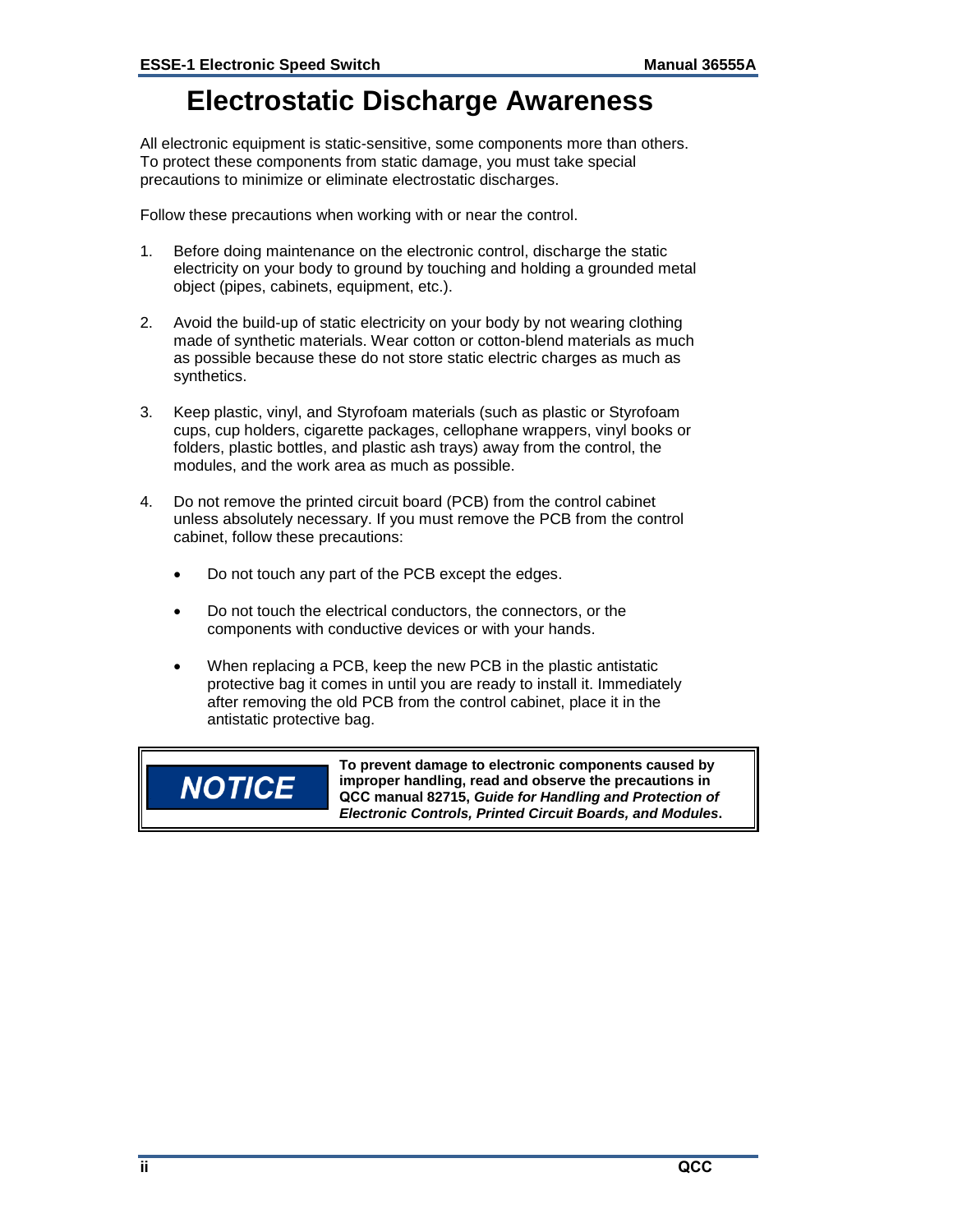# Electrostatic Discharge Awareness

All electronic equipment is static-sensitive, some components more than others. To protect these components from static damage, you must take special precautions to minimize or eliminate electrostatic discharges.

Follow these precautions when working with or near the control.

1. Before doing maintenance on the electronic control, discharge the static electricity on your body to ground by touching and holding a grounded metal object (pipes, cabinets, equipment, etc.).

2. Avoid the build-up of static electricity on your body by not wearing clothing made of synthetic materials. Wear cotton or cotton-blend materials as much as possible because these do not store static electric charges as much as synthetics.

3. Keep plastic, vinyl, and Styrofoam materials (such as plastic or Styrofoam cups, cup holders, cigarette packages, cellophane wrappers, vinyl books or folders, plastic bottles, and plastic ash trays) away from the control, the modules, and the work area as much as possible.

4. Do not remove the printed circuit board (PCB) from the control cabinet unless absolutely necessary. If you must remove the PCB from the control cabinet, follow these precautions:

   - Do not touch any part of the PCB except the edges.

   - Do not touch the electrical conductors, the connectors, or the components with conductive devices or with your hands.

   - When replacing a PCB, keep the new PCB in the plastic antistatic protective bag it comes in until you are ready to install it. Immediately after removing the old PCB from the control cabinet, place it in the antistatic protective bag.

| NOTICE | **To prevent damage to electronic components caused by improper handling, read and observe the precautions in QCC manual 82715, *Guide for Handling and Protection of Electronic Controls, Printed Circuit Boards, and Modules*.** |
|---|---|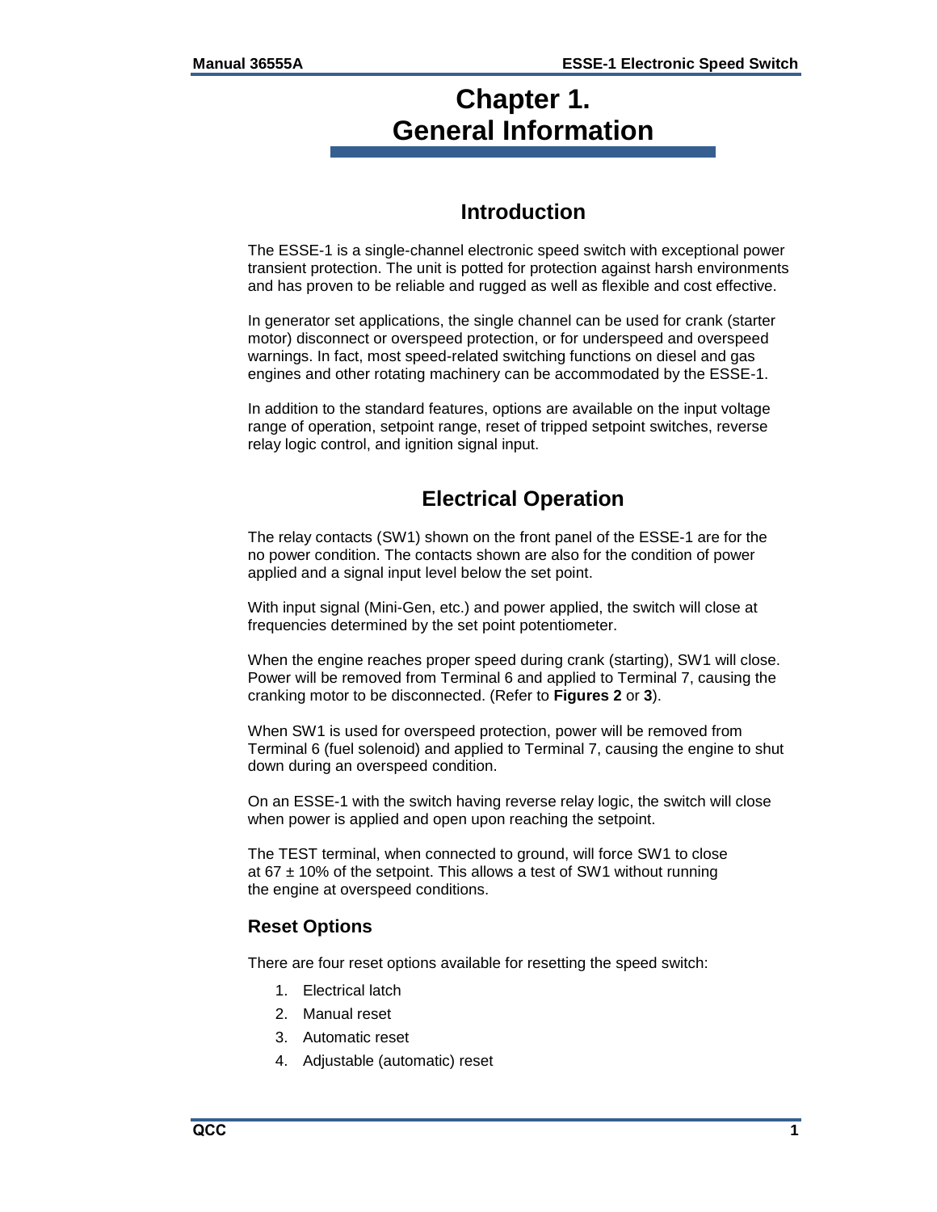# Chapter 1. General Information

## Introduction

The ESSE-1 is a single-channel electronic speed switch with exceptional power transient protection. The unit is potted for protection against harsh environments and has proven to be reliable and rugged as well as flexible and cost effective.

In generator set applications, the single channel can be used for crank (starter motor) disconnect or overspeed protection, or for underspeed and overspeed warnings. In fact, most speed-related switching functions on diesel and gas engines and other rotating machinery can be accommodated by the ESSE-1.

In addition to the standard features, options are available on the input voltage range of operation, setpoint range, reset of tripped setpoint switches, reverse relay logic control, and ignition signal input.

## Electrical Operation

The relay contacts (SW1) shown on the front panel of the ESSE-1 are for the no power condition. The contacts shown are also for the condition of power applied and a signal input level below the set point.

With input signal (Mini-Gen, etc.) and power applied, the switch will close at frequencies determined by the set point potentiometer.

When the engine reaches proper speed during crank (starting), SW1 will close. Power will be removed from Terminal 6 and applied to Terminal 7, causing the cranking motor to be disconnected. (Refer to **Figures 2** or **3**).

When SW1 is used for overspeed protection, power will be removed from Terminal 6 (fuel solenoid) and applied to Terminal 7, causing the engine to shut down during an overspeed condition.

On an ESSE-1 with the switch having reverse relay logic, the switch will close when power is applied and open upon reaching the setpoint.

The TEST terminal, when connected to ground, will force SW1 to close at 67 ± 10% of the setpoint. This allows a test of SW1 without running the engine at overspeed conditions.

### Reset Options

There are four reset options available for resetting the speed switch:

1. Electrical latch
2. Manual reset
3. Automatic reset
4. Adjustable (automatic) reset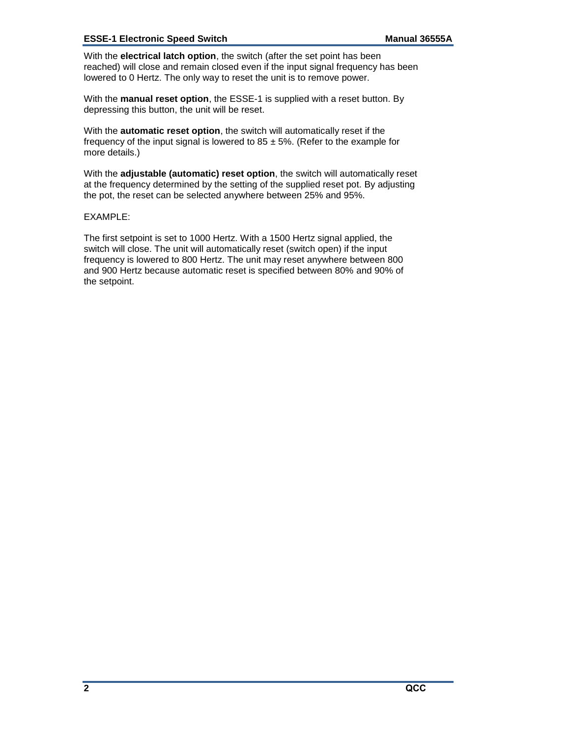With the **electrical latch option**, the switch (after the set point has been reached) will close and remain closed even if the input signal frequency has been lowered to 0 Hertz. The only way to reset the unit is to remove power.

With the **manual reset option**, the ESSE-1 is supplied with a reset button. By depressing this button, the unit will be reset.

With the **automatic reset option**, the switch will automatically reset if the frequency of the input signal is lowered to 85 ± 5%. (Refer to the example for more details.)

With the **adjustable (automatic) reset option**, the switch will automatically reset at the frequency determined by the setting of the supplied reset pot. By adjusting the pot, the reset can be selected anywhere between 25% and 95%.

EXAMPLE:

The first setpoint is set to 1000 Hertz. With a 1500 Hertz signal applied, the switch will close. The unit will automatically reset (switch open) if the input frequency is lowered to 800 Hertz. The unit may reset anywhere between 800 and 900 Hertz because automatic reset is specified between 80% and 90% of the setpoint.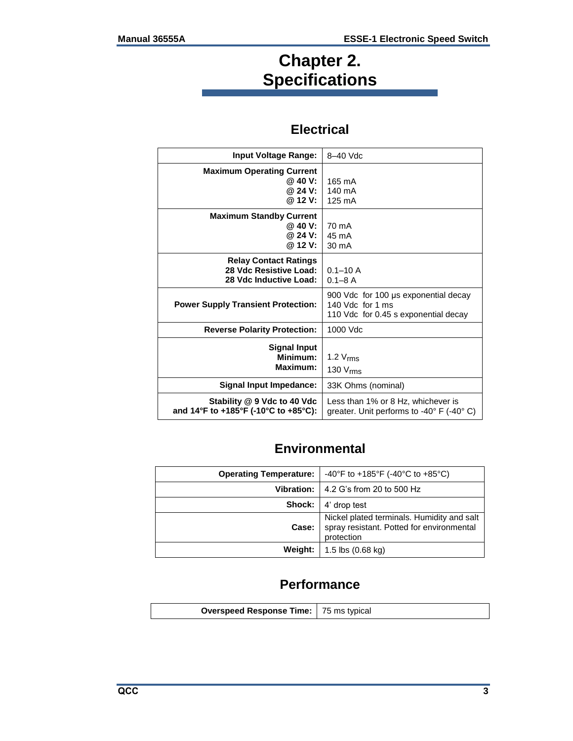# Chapter 2. Specifications

## Electrical

| | |
|---|---|
| **Input Voltage Range:** | 8–40 Vdc |
| **Maximum Operating Current**<br>@ **40 V:**<br>@ **24 V:**<br>@ **12 V:** | <br>165 mA<br>140 mA<br>125 mA |
| **Maximum Standby Current**<br>@ **40 V:**<br>@ **24 V:**<br>@ **12 V:** | <br>70 mA<br>45 mA<br>30 mA |
| **Relay Contact Ratings**<br>**28 Vdc Resistive Load:**<br>**28 Vdc Inductive Load:** | <br>0.1–10 A<br>0.1–8 A |
| **Power Supply Transient Protection:** | 900 Vdc for 100 µs exponential decay<br>140 Vdc for 1 ms<br>110 Vdc for 0.45 s exponential decay |
| **Reverse Polarity Protection:** | 1000 Vdc |
| **Signal Input**<br>**Minimum:**<br>**Maximum:** | <br>1.2 $V_{rms}$<br>130 $V_{rms}$ |
| **Signal Input Impedance:** | 33K Ohms (nominal) |
| **Stability @ 9 Vdc to 40 Vdc and 14°F to +185°F (-10°C to +85°C):** | Less than 1% or 8 Hz, whichever is greater. Unit performs to -40° F (-40° C) |

## Environmental

| | |
|---|---|
| **Operating Temperature:** | -40°F to +185°F (-40°C to +85°C) |
| **Vibration:** | 4.2 G's from 20 to 500 Hz |
| **Shock:** | 4' drop test |
| **Case:** | Nickel plated terminals. Humidity and salt spray resistant. Potted for environmental protection |
| **Weight:** | 1.5 lbs (0.68 kg) |

## Performance

| | |
|---|---|
| **Overspeed Response Time:** | 75 ms typical |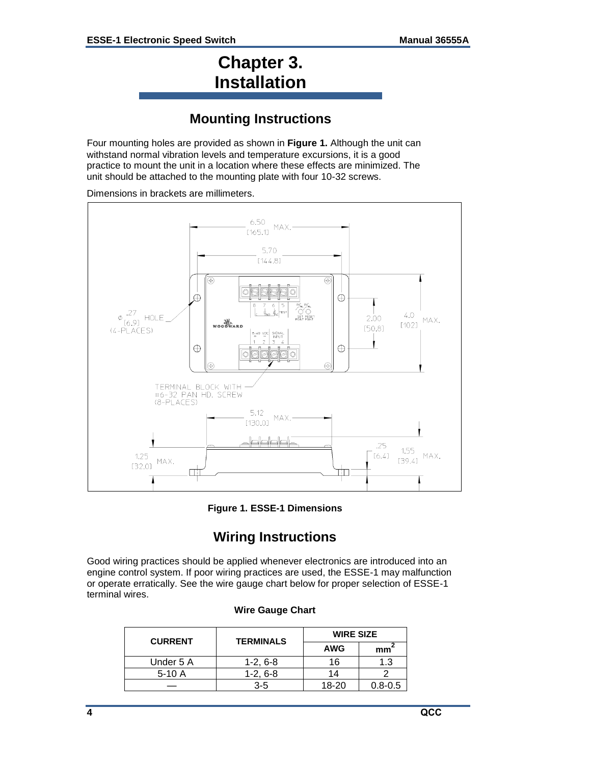# Chapter 3. Installation

## Mounting Instructions

Four mounting holes are provided as shown in **Figure 1.** Although the unit can withstand normal vibration levels and temperature excursions, it is a good practice to mount the unit in a location where these effects are minimized. The unit should be attached to the mounting plate with four 10-32 screws.

Dimensions in brackets are millimeters.

**Figure 1. ESSE-1 Dimensions**

## Wiring Instructions

Good wiring practices should be applied whenever electronics are introduced into an engine control system. If poor wiring practices are used, the ESSE-1 may malfunction or operate erratically. See the wire gauge chart below for proper selection of ESSE-1 terminal wires.

**Wire Gauge Chart**

| CURRENT | TERMINALS | WIRE SIZE | |
|---|---|---|---|
| | | AWG | $mm^2$ |
| Under 5 A | 1-2, 6-8 | 16 | 1.3 |
| 5-10 A | 1-2, 6-8 | 14 | 2 |
| — | 3-5 | 18-20 | 0.8-0.5 |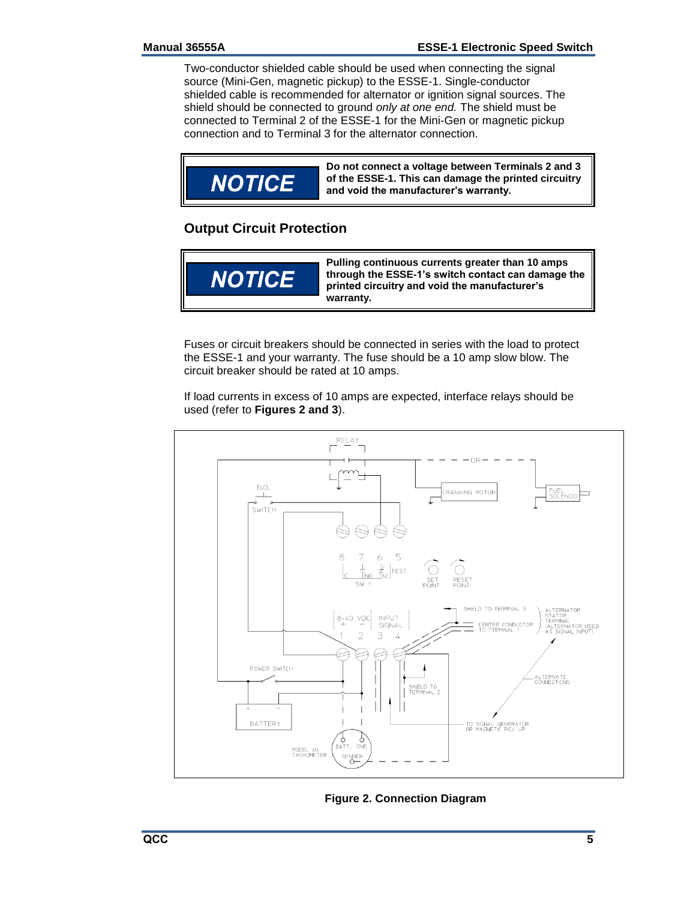Two-conductor shielded cable should be used when connecting the signal source (Mini-Gen, magnetic pickup) to the ESSE-1. Single-conductor shielded cable is recommended for alternator or ignition signal sources. The shield should be connected to ground *only at one end.* The shield must be connected to Terminal 2 of the ESSE-1 for the Mini-Gen or magnetic pickup connection and to Terminal 3 for the alternator connection.

> **NOTICE**
>
> **Do not connect a voltage between Terminals 2 and 3 of the ESSE-1. This can damage the printed circuitry and void the manufacturer's warranty.**

## Output Circuit Protection

> **NOTICE**
>
> **Pulling continuous currents greater than 10 amps through the ESSE-1's switch contact can damage the printed circuitry and void the manufacturer's warranty.**

Fuses or circuit breakers should be connected in series with the load to protect the ESSE-1 and your warranty. The fuse should be a 10 amp slow blow. The circuit breaker should be rated at 10 amps.

If load currents in excess of 10 amps are expected, interface relays should be used (refer to **Figures 2 and 3**).

**Figure 2. Connection Diagram**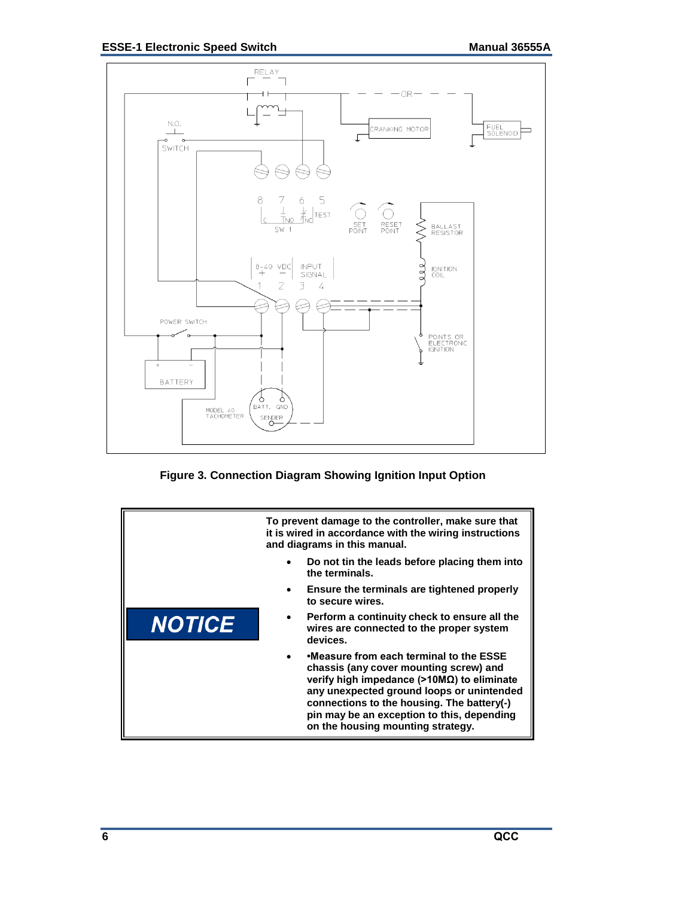Figure 3. Connection Diagram Showing Ignition Input Option

**NOTICE**

**To prevent damage to the controller, make sure that it is wired in accordance with the wiring instructions and diagrams in this manual.**

- **Do not tin the leads before placing them into the terminals.**
- **Ensure the terminals are tightened properly to secure wires.**
- **Perform a continuity check to ensure all the wires are connected to the proper system devices.**
- **•Measure from each terminal to the ESSE chassis (any cover mounting screw) and verify high impedance (>10MΩ) to eliminate any unexpected ground loops or unintended connections to the housing. The battery(-) pin may be an exception to this, depending on the housing mounting strategy.**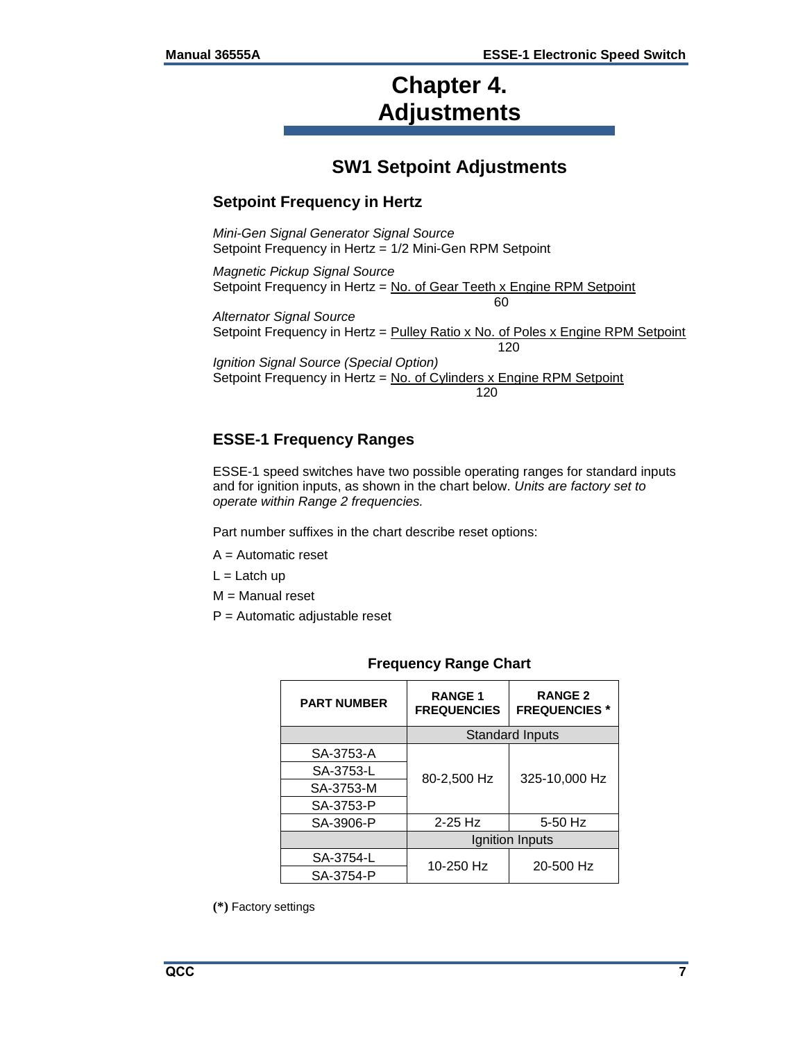# Chapter 4. Adjustments

## SW1 Setpoint Adjustments

### Setpoint Frequency in Hertz

*Mini-Gen Signal Generator Signal Source*
Setpoint Frequency in Hertz = 1/2 Mini-Gen RPM Setpoint

*Magnetic Pickup Signal Source*

$$\text{Setpoint Frequency in Hertz} = \frac{\text{No. of Gear Teeth} \times \text{Engine RPM Setpoint}}{60}$$

*Alternator Signal Source*

$$\text{Setpoint Frequency in Hertz} = \frac{\text{Pulley Ratio} \times \text{No. of Poles} \times \text{Engine RPM Setpoint}}{120}$$

*Ignition Signal Source (Special Option)*

$$\text{Setpoint Frequency in Hertz} = \frac{\text{No. of Cylinders} \times \text{Engine RPM Setpoint}}{120}$$

### ESSE-1 Frequency Ranges

ESSE-1 speed switches have two possible operating ranges for standard inputs and for ignition inputs, as shown in the chart below. *Units are factory set to operate within Range 2 frequencies.*

Part number suffixes in the chart describe reset options:

A = Automatic reset

L = Latch up

M = Manual reset

P = Automatic adjustable reset

**Frequency Range Chart**

| PART NUMBER | RANGE 1 FREQUENCIES | RANGE 2 FREQUENCIES * |
|---|---|---|
| | Standard Inputs | |
| SA-3753-A | 80-2,500 Hz | 325-10,000 Hz |
| SA-3753-L | 80-2,500 Hz | 325-10,000 Hz |
| SA-3753-M | 80-2,500 Hz | 325-10,000 Hz |
| SA-3753-P | 80-2,500 Hz | 325-10,000 Hz |
| SA-3906-P | 2-25 Hz | 5-50 Hz |
| | Ignition Inputs | |
| SA-3754-L | 10-250 Hz | 20-500 Hz |
| SA-3754-P | 10-250 Hz | 20-500 Hz |

**(*)** Factory settings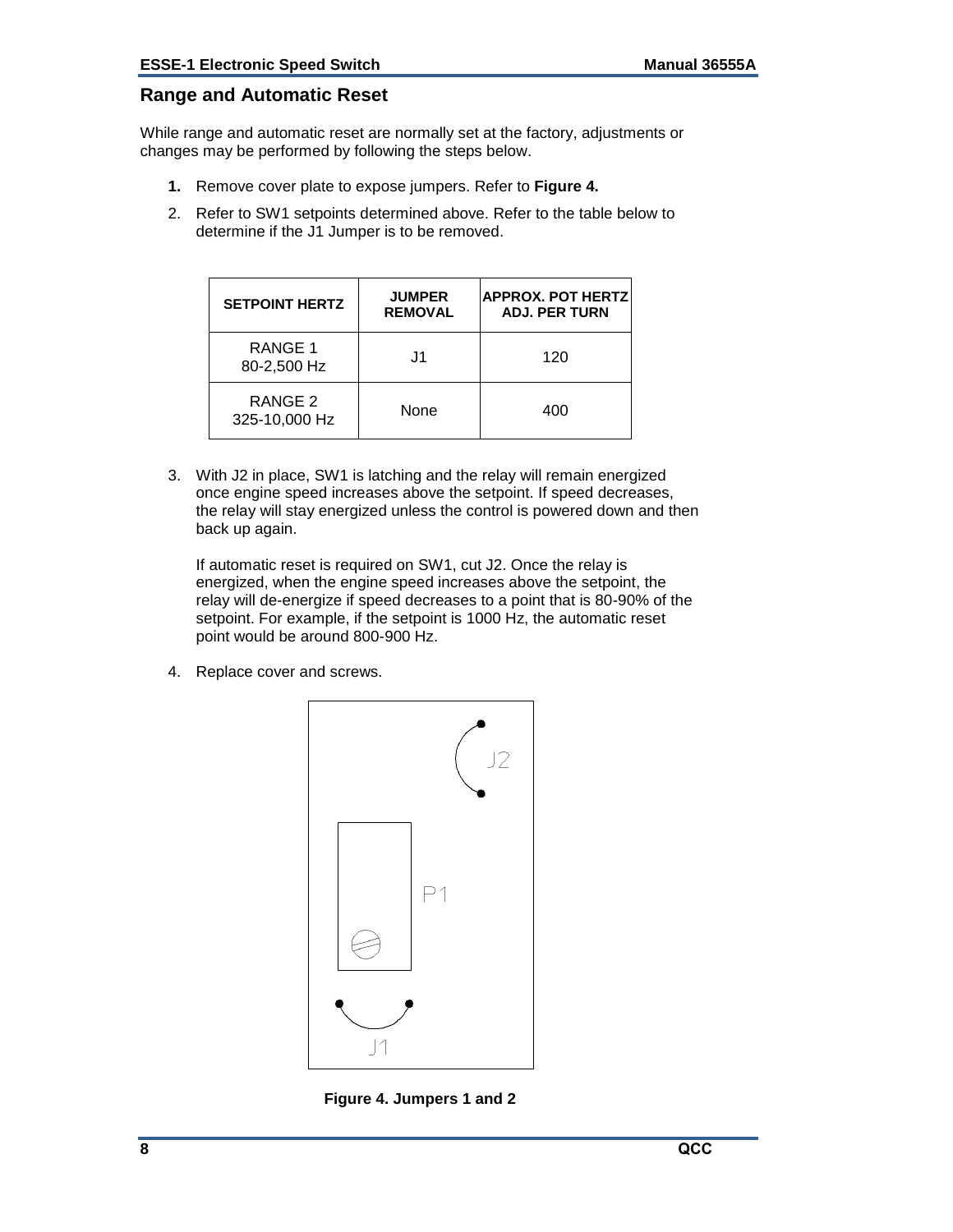## Range and Automatic Reset

While range and automatic reset are normally set at the factory, adjustments or changes may be performed by following the steps below.

1. Remove cover plate to expose jumpers. Refer to **Figure 4.**
2. Refer to SW1 setpoints determined above. Refer to the table below to determine if the J1 Jumper is to be removed.

| SETPOINT HERTZ | JUMPER REMOVAL | APPROX. POT HERTZ ADJ. PER TURN |
|---|---|---|
| RANGE 1<br>80-2,500 Hz | J1 | 120 |
| RANGE 2<br>325-10,000 Hz | None | 400 |

3. With J2 in place, SW1 is latching and the relay will remain energized once engine speed increases above the setpoint. If speed decreases, the relay will stay energized unless the control is powered down and then back up again.

   If automatic reset is required on SW1, cut J2. Once the relay is energized, when the engine speed increases above the setpoint, the relay will de-energize if speed decreases to a point that is 80-90% of the setpoint. For example, if the setpoint is 1000 Hz, the automatic reset point would be around 800-900 Hz.

4. Replace cover and screws.

**Figure 4. Jumpers 1 and 2**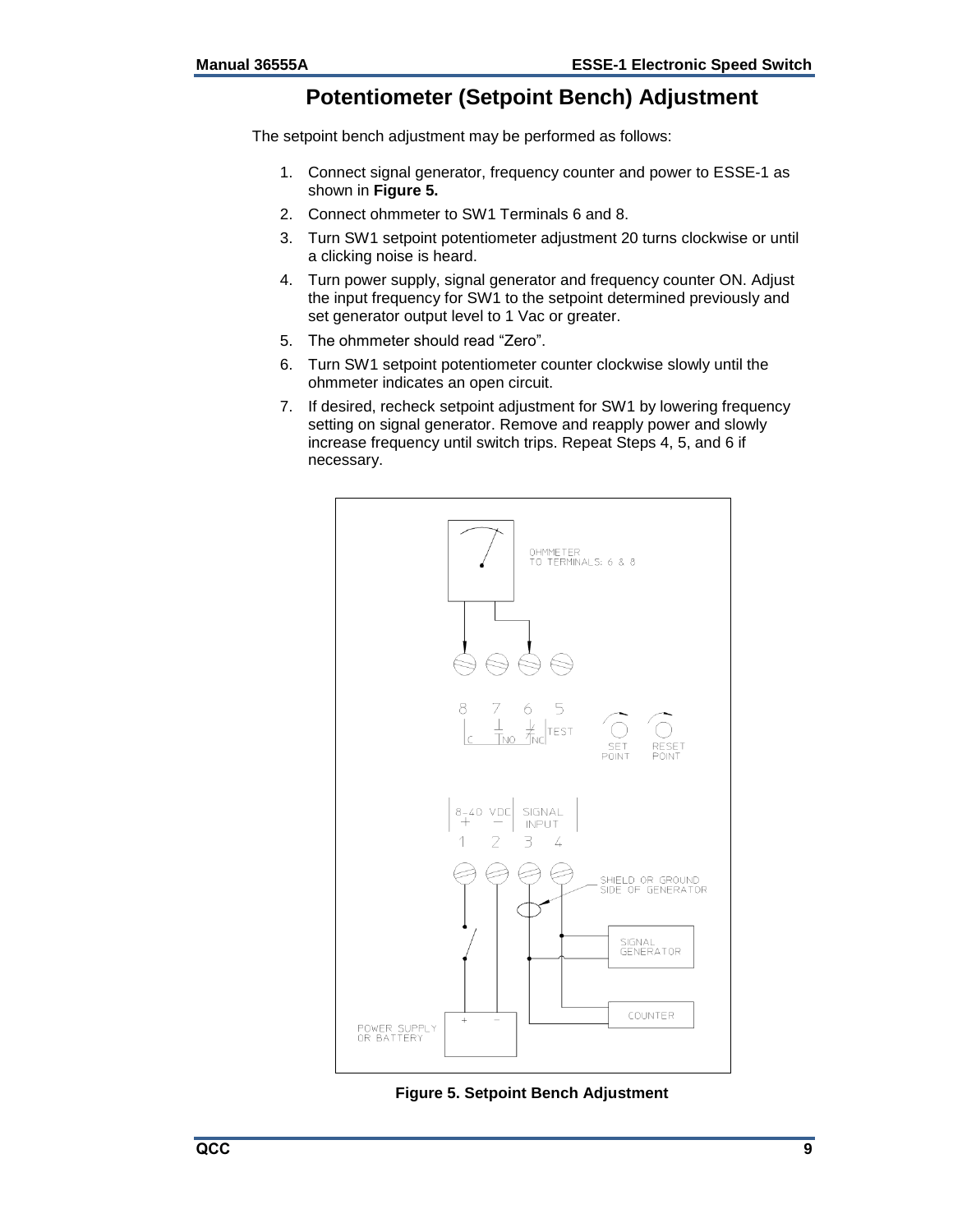# Potentiometer (Setpoint Bench) Adjustment

The setpoint bench adjustment may be performed as follows:

1. Connect signal generator, frequency counter and power to ESSE-1 as shown in **Figure 5.**
2. Connect ohmmeter to SW1 Terminals 6 and 8.
3. Turn SW1 setpoint potentiometer adjustment 20 turns clockwise or until a clicking noise is heard.
4. Turn power supply, signal generator and frequency counter ON. Adjust the input frequency for SW1 to the setpoint determined previously and set generator output level to 1 Vac or greater.
5. The ohmmeter should read "Zero".
6. Turn SW1 setpoint potentiometer counter clockwise slowly until the ohmmeter indicates an open circuit.
7. If desired, recheck setpoint adjustment for SW1 by lowering frequency setting on signal generator. Remove and reapply power and slowly increase frequency until switch trips. Repeat Steps 4, 5, and 6 if necessary.

**Figure 5. Setpoint Bench Adjustment**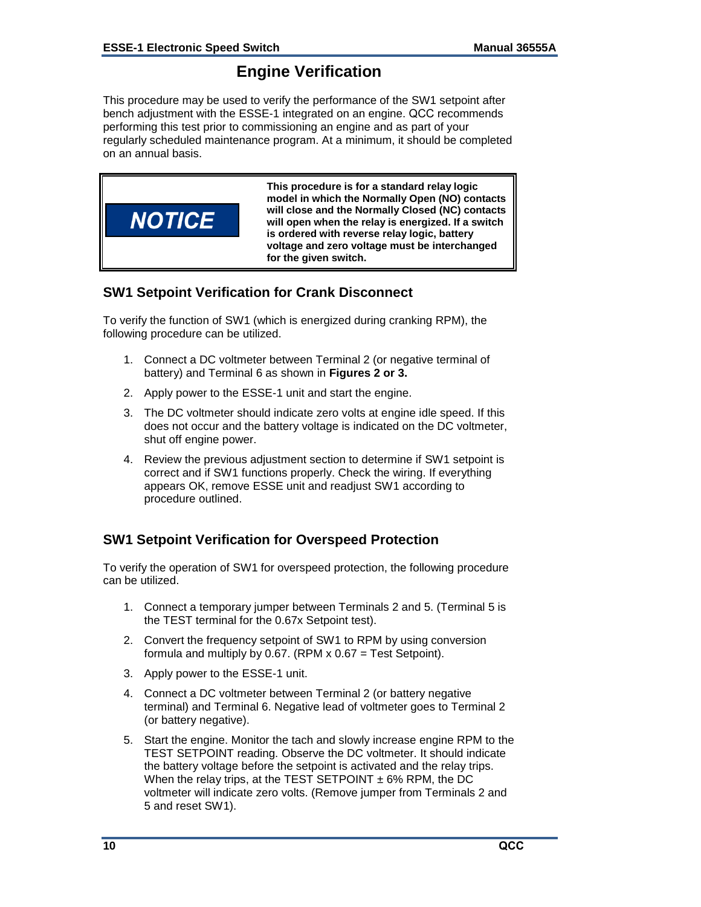# Engine Verification

This procedure may be used to verify the performance of the SW1 setpoint after bench adjustment with the ESSE-1 integrated on an engine. QCC recommends performing this test prior to commissioning an engine and as part of your regularly scheduled maintenance program. At a minimum, it should be completed on an annual basis.

| NOTICE | **This procedure is for a standard relay logic model in which the Normally Open (NO) contacts will close and the Normally Closed (NC) contacts will open when the relay is energized. If a switch is ordered with reverse relay logic, battery voltage and zero voltage must be interchanged for the given switch.** |
|---|---|

## SW1 Setpoint Verification for Crank Disconnect

To verify the function of SW1 (which is energized during cranking RPM), the following procedure can be utilized.

1. Connect a DC voltmeter between Terminal 2 (or negative terminal of battery) and Terminal 6 as shown in **Figures 2 or 3.**
2. Apply power to the ESSE-1 unit and start the engine.
3. The DC voltmeter should indicate zero volts at engine idle speed. If this does not occur and the battery voltage is indicated on the DC voltmeter, shut off engine power.
4. Review the previous adjustment section to determine if SW1 setpoint is correct and if SW1 functions properly. Check the wiring. If everything appears OK, remove ESSE unit and readjust SW1 according to procedure outlined.

## SW1 Setpoint Verification for Overspeed Protection

To verify the operation of SW1 for overspeed protection, the following procedure can be utilized.

1. Connect a temporary jumper between Terminals 2 and 5. (Terminal 5 is the TEST terminal for the 0.67x Setpoint test).
2. Convert the frequency setpoint of SW1 to RPM by using conversion formula and multiply by 0.67. (RPM x 0.67 = Test Setpoint).
3. Apply power to the ESSE-1 unit.
4. Connect a DC voltmeter between Terminal 2 (or battery negative terminal) and Terminal 6. Negative lead of voltmeter goes to Terminal 2 (or battery negative).
5. Start the engine. Monitor the tach and slowly increase engine RPM to the TEST SETPOINT reading. Observe the DC voltmeter. It should indicate the battery voltage before the setpoint is activated and the relay trips. When the relay trips, at the TEST SETPOINT ± 6% RPM, the DC voltmeter will indicate zero volts. (Remove jumper from Terminals 2 and 5 and reset SW1).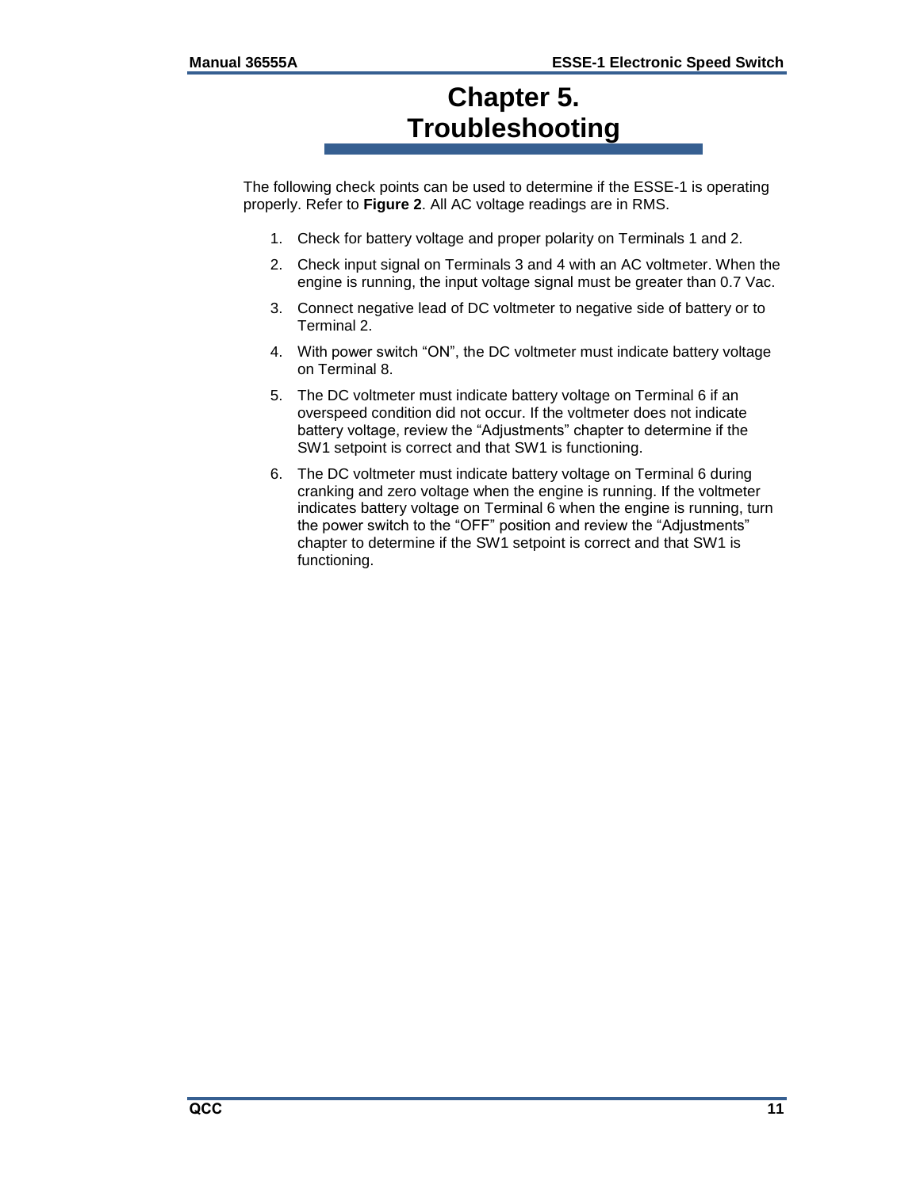# Chapter 5. Troubleshooting

The following check points can be used to determine if the ESSE-1 is operating properly. Refer to **Figure 2**. All AC voltage readings are in RMS.

1. Check for battery voltage and proper polarity on Terminals 1 and 2.
2. Check input signal on Terminals 3 and 4 with an AC voltmeter. When the engine is running, the input voltage signal must be greater than 0.7 Vac.
3. Connect negative lead of DC voltmeter to negative side of battery or to Terminal 2.
4. With power switch "ON", the DC voltmeter must indicate battery voltage on Terminal 8.
5. The DC voltmeter must indicate battery voltage on Terminal 6 if an overspeed condition did not occur. If the voltmeter does not indicate battery voltage, review the "Adjustments" chapter to determine if the SW1 setpoint is correct and that SW1 is functioning.
6. The DC voltmeter must indicate battery voltage on Terminal 6 during cranking and zero voltage when the engine is running. If the voltmeter indicates battery voltage on Terminal 6 when the engine is running, turn the power switch to the "OFF" position and review the "Adjustments" chapter to determine if the SW1 setpoint is correct and that SW1 is functioning.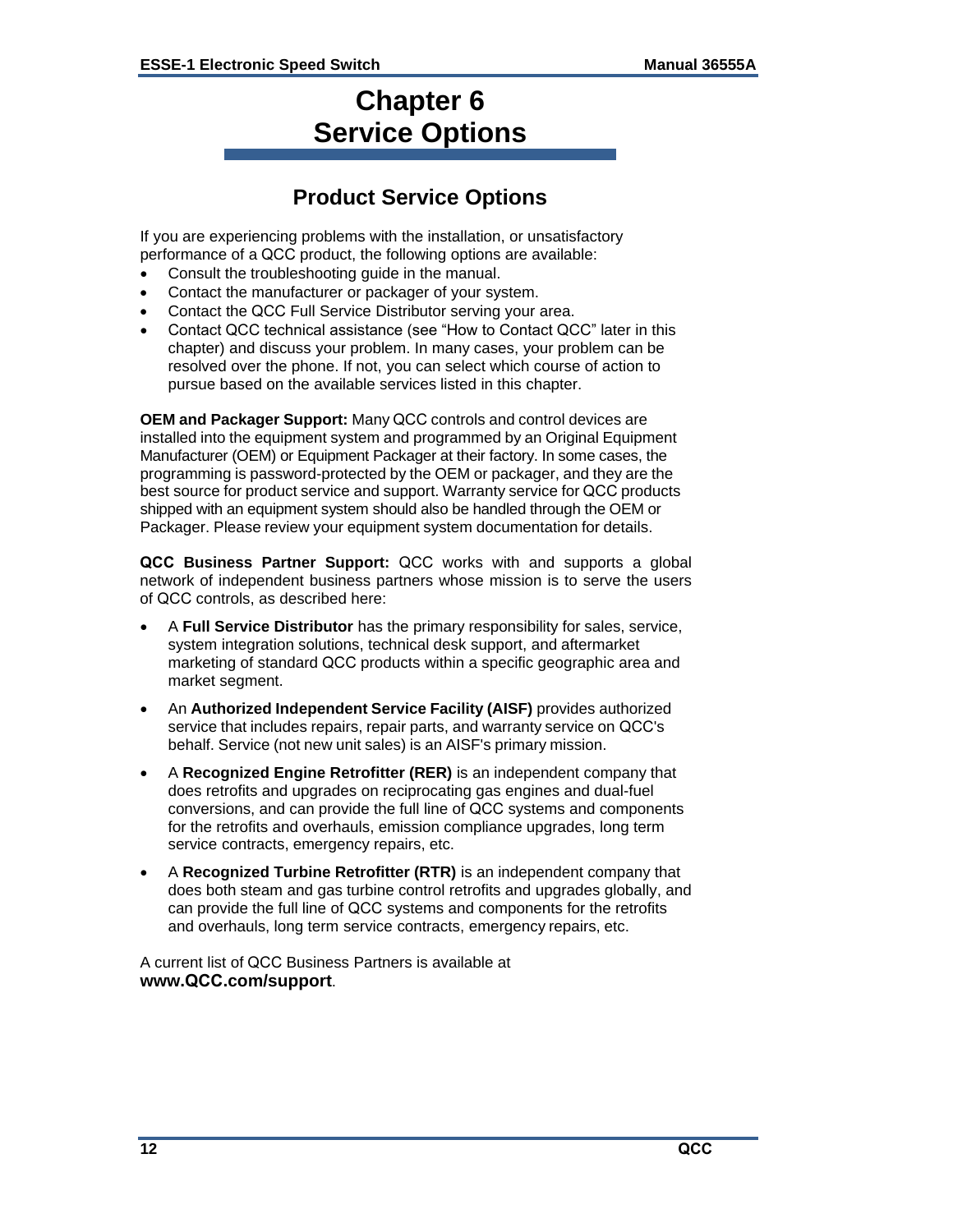# Chapter 6
# Service Options

## Product Service Options

If you are experiencing problems with the installation, or unsatisfactory performance of a QCC product, the following options are available:

- Consult the troubleshooting guide in the manual.
- Contact the manufacturer or packager of your system.
- Contact the QCC Full Service Distributor serving your area.
- Contact QCC technical assistance (see "How to Contact QCC" later in this chapter) and discuss your problem. In many cases, your problem can be resolved over the phone. If not, you can select which course of action to pursue based on the available services listed in this chapter.

**OEM and Packager Support:** Many QCC controls and control devices are installed into the equipment system and programmed by an Original Equipment Manufacturer (OEM) or Equipment Packager at their factory. In some cases, the programming is password-protected by the OEM or packager, and they are the best source for product service and support. Warranty service for QCC products shipped with an equipment system should also be handled through the OEM or Packager. Please review your equipment system documentation for details.

**QCC Business Partner Support:** QCC works with and supports a global network of independent business partners whose mission is to serve the users of QCC controls, as described here:

- A **Full Service Distributor** has the primary responsibility for sales, service, system integration solutions, technical desk support, and aftermarket marketing of standard QCC products within a specific geographic area and market segment.
- An **Authorized Independent Service Facility (AISF)** provides authorized service that includes repairs, repair parts, and warranty service on QCC's behalf. Service (not new unit sales) is an AISF's primary mission.
- A **Recognized Engine Retrofitter (RER)** is an independent company that does retrofits and upgrades on reciprocating gas engines and dual-fuel conversions, and can provide the full line of QCC systems and components for the retrofits and overhauls, emission compliance upgrades, long term service contracts, emergency repairs, etc.
- A **Recognized Turbine Retrofitter (RTR)** is an independent company that does both steam and gas turbine control retrofits and upgrades globally, and can provide the full line of QCC systems and components for the retrofits and overhauls, long term service contracts, emergency repairs, etc.

A current list of QCC Business Partners is available at **www.QCC.com/support**.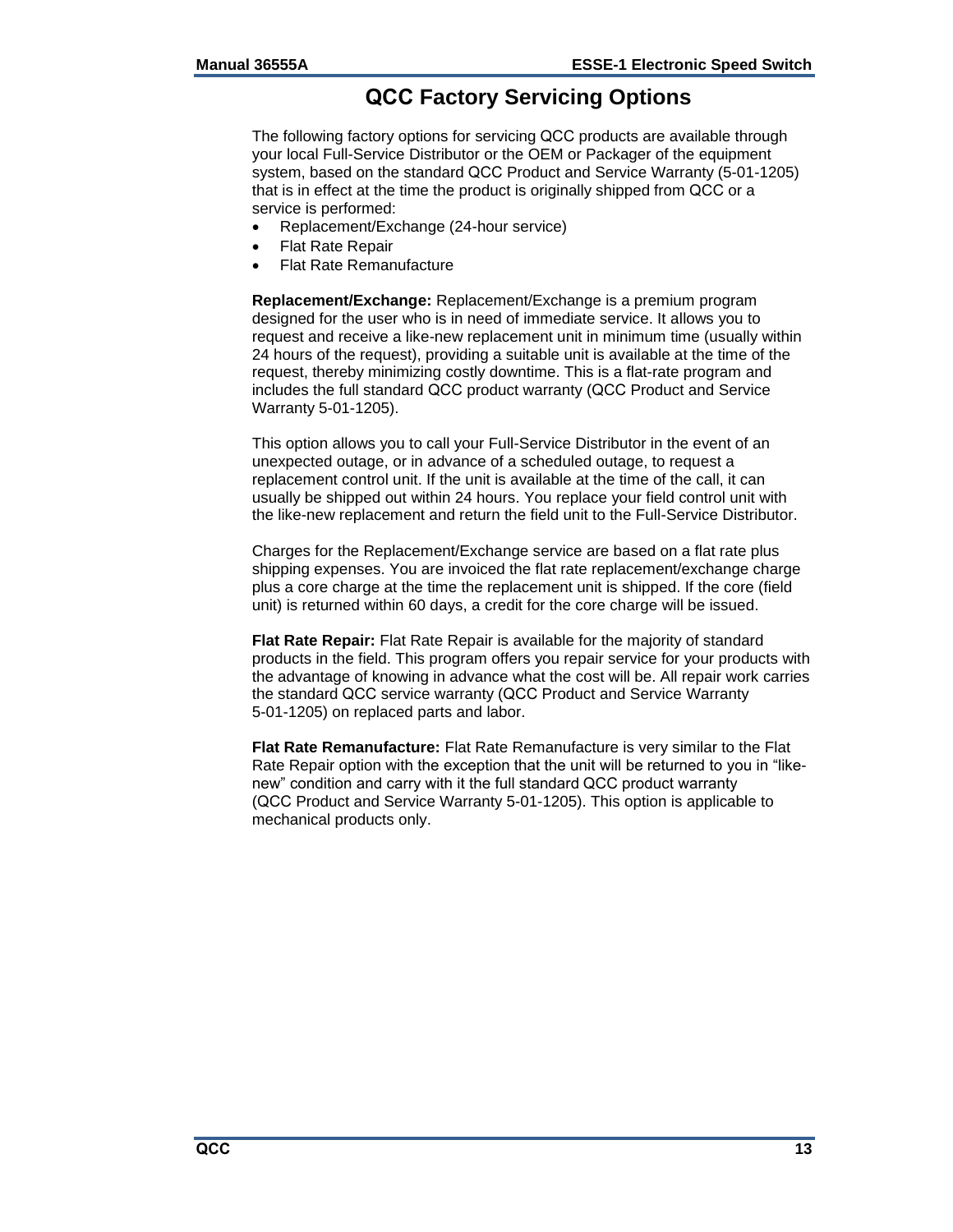# QCC Factory Servicing Options

The following factory options for servicing QCC products are available through your local Full-Service Distributor or the OEM or Packager of the equipment system, based on the standard QCC Product and Service Warranty (5-01-1205) that is in effect at the time the product is originally shipped from QCC or a service is performed:

- Replacement/Exchange (24-hour service)
- Flat Rate Repair
- Flat Rate Remanufacture

**Replacement/Exchange:** Replacement/Exchange is a premium program designed for the user who is in need of immediate service. It allows you to request and receive a like-new replacement unit in minimum time (usually within 24 hours of the request), providing a suitable unit is available at the time of the request, thereby minimizing costly downtime. This is a flat-rate program and includes the full standard QCC product warranty (QCC Product and Service Warranty 5-01-1205).

This option allows you to call your Full-Service Distributor in the event of an unexpected outage, or in advance of a scheduled outage, to request a replacement control unit. If the unit is available at the time of the call, it can usually be shipped out within 24 hours. You replace your field control unit with the like-new replacement and return the field unit to the Full-Service Distributor.

Charges for the Replacement/Exchange service are based on a flat rate plus shipping expenses. You are invoiced the flat rate replacement/exchange charge plus a core charge at the time the replacement unit is shipped. If the core (field unit) is returned within 60 days, a credit for the core charge will be issued.

**Flat Rate Repair:** Flat Rate Repair is available for the majority of standard products in the field. This program offers you repair service for your products with the advantage of knowing in advance what the cost will be. All repair work carries the standard QCC service warranty (QCC Product and Service Warranty 5-01-1205) on replaced parts and labor.

**Flat Rate Remanufacture:** Flat Rate Remanufacture is very similar to the Flat Rate Repair option with the exception that the unit will be returned to you in "like-new" condition and carry with it the full standard QCC product warranty (QCC Product and Service Warranty 5-01-1205). This option is applicable to mechanical products only.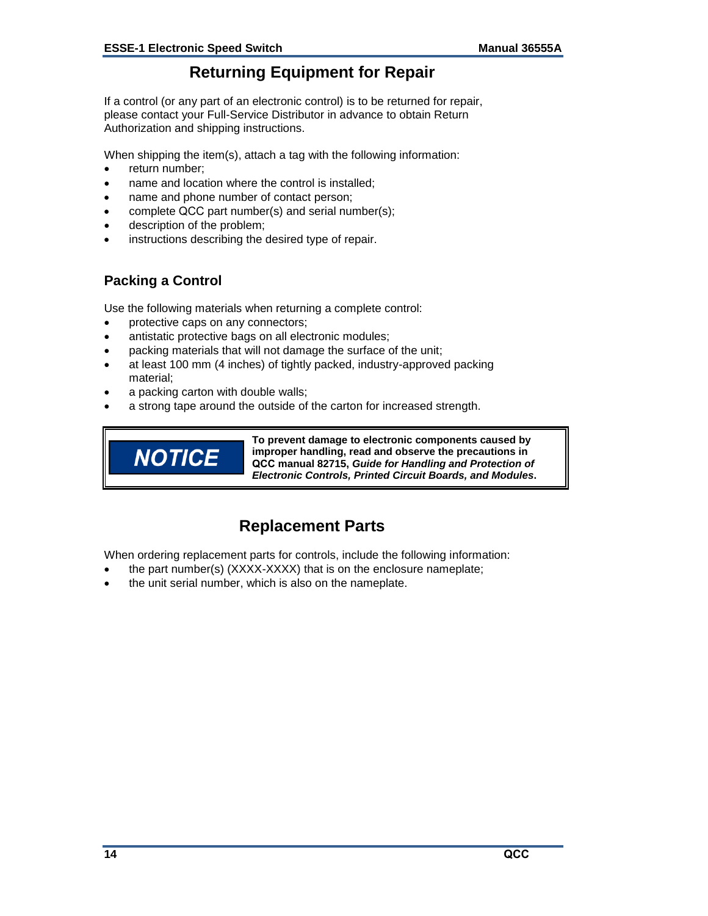## Returning Equipment for Repair

If a control (or any part of an electronic control) is to be returned for repair, please contact your Full-Service Distributor in advance to obtain Return Authorization and shipping instructions.

When shipping the item(s), attach a tag with the following information:

- return number;
- name and location where the control is installed;
- name and phone number of contact person;
- complete QCC part number(s) and serial number(s);
- description of the problem;
- instructions describing the desired type of repair.

### Packing a Control

Use the following materials when returning a complete control:

- protective caps on any connectors;
- antistatic protective bags on all electronic modules;
- packing materials that will not damage the surface of the unit;
- at least 100 mm (4 inches) of tightly packed, industry-approved packing material;
- a packing carton with double walls;
- a strong tape around the outside of the carton for increased strength.

**NOTICE**

**To prevent damage to electronic components caused by improper handling, read and observe the precautions in QCC manual 82715, *Guide for Handling and Protection of Electronic Controls, Printed Circuit Boards, and Modules*.**

## Replacement Parts

When ordering replacement parts for controls, include the following information:

- the part number(s) (XXXX-XXXX) that is on the enclosure nameplate;
- the unit serial number, which is also on the nameplate.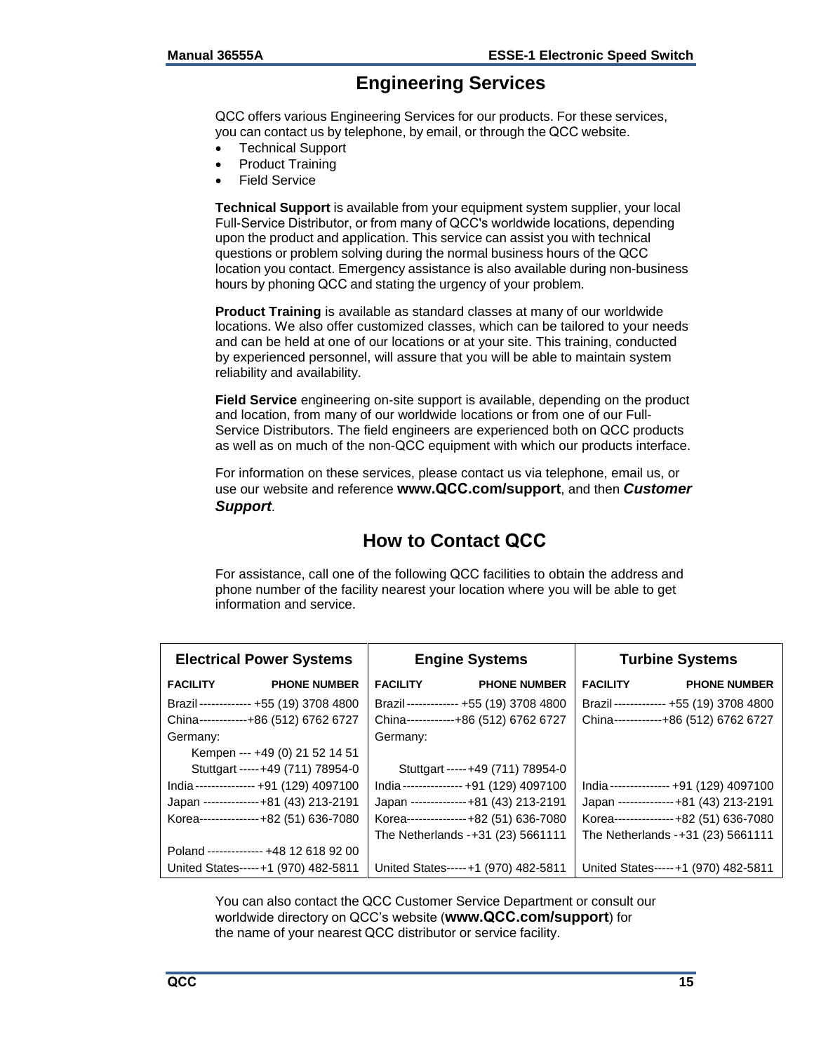## Engineering Services

QCC offers various Engineering Services for our products. For these services, you can contact us by telephone, by email, or through the QCC website.

- Technical Support
- Product Training
- Field Service

**Technical Support** is available from your equipment system supplier, your local Full-Service Distributor, or from many of QCC's worldwide locations, depending upon the product and application. This service can assist you with technical questions or problem solving during the normal business hours of the QCC location you contact. Emergency assistance is also available during non-business hours by phoning QCC and stating the urgency of your problem.

**Product Training** is available as standard classes at many of our worldwide locations. We also offer customized classes, which can be tailored to your needs and can be held at one of our locations or at your site. This training, conducted by experienced personnel, will assure that you will be able to maintain system reliability and availability.

**Field Service** engineering on-site support is available, depending on the product and location, from many of our worldwide locations or from one of our Full-Service Distributors. The field engineers are experienced both on QCC products as well as on much of the non-QCC equipment with which our products interface.

For information on these services, please contact us via telephone, email us, or use our website and reference **www.QCC.com/support**, and then ***Customer Support***.

## How to Contact QCC

For assistance, call one of the following QCC facilities to obtain the address and phone number of the facility nearest your location where you will be able to get information and service.

| Electrical Power Systems | | Engine Systems | | Turbine Systems | |
|---|---|---|---|---|---|
| **FACILITY** | **PHONE NUMBER** | **FACILITY** | **PHONE NUMBER** | **FACILITY** | **PHONE NUMBER** |
| Brazil | +55 (19) 3708 4800 | Brazil | +55 (19) 3708 4800 | Brazil | +55 (19) 3708 4800 |
| China | +86 (512) 6762 6727 | China | +86 (512) 6762 6727 | China | +86 (512) 6762 6727 |
| Germany: | | Germany: | | | |
| Kempen | +49 (0) 21 52 14 51 | | | | |
| Stuttgart | +49 (711) 78954-0 | Stuttgart | +49 (711) 78954-0 | | |
| India | +91 (129) 4097100 | India | +91 (129) 4097100 | India | +91 (129) 4097100 |
| Japan | +81 (43) 213-2191 | Japan | +81 (43) 213-2191 | Japan | +81 (43) 213-2191 |
| Korea | +82 (51) 636-7080 | Korea | +82 (51) 636-7080 | Korea | +82 (51) 636-7080 |
| | | The Netherlands | +31 (23) 5661111 | The Netherlands | +31 (23) 5661111 |
| Poland | +48 12 618 92 00 | | | | |
| United States | +1 (970) 482-5811 | United States | +1 (970) 482-5811 | United States | +1 (970) 482-5811 |

You can also contact the QCC Customer Service Department or consult our worldwide directory on QCC's website (**www.QCC.com/support**) for the name of your nearest QCC distributor or service facility.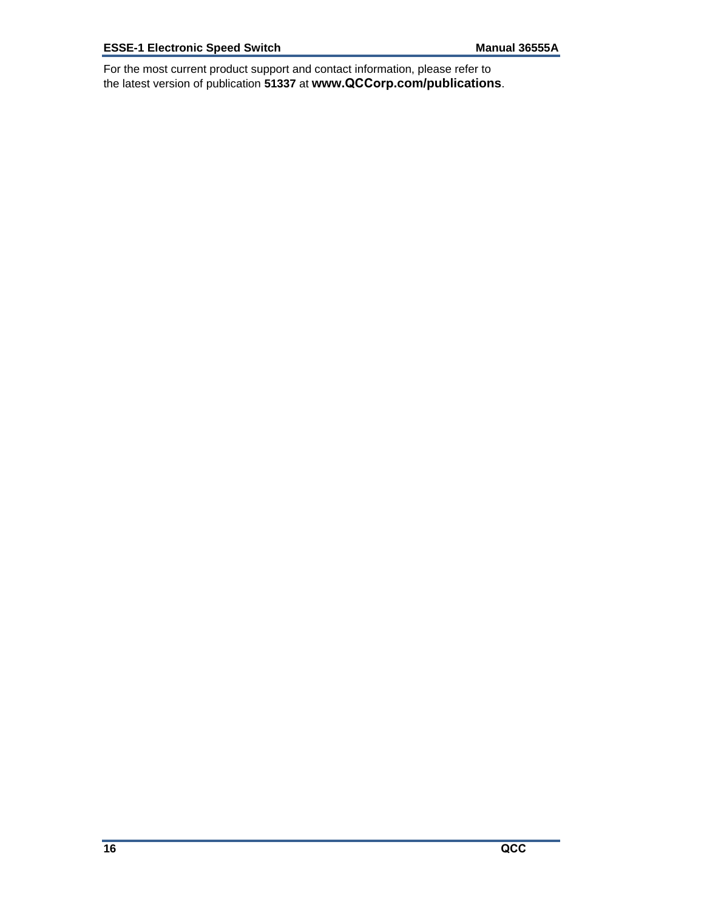For the most current product support and contact information, please refer to the latest version of publication **51337** at **www.QCCorp.com/publications**.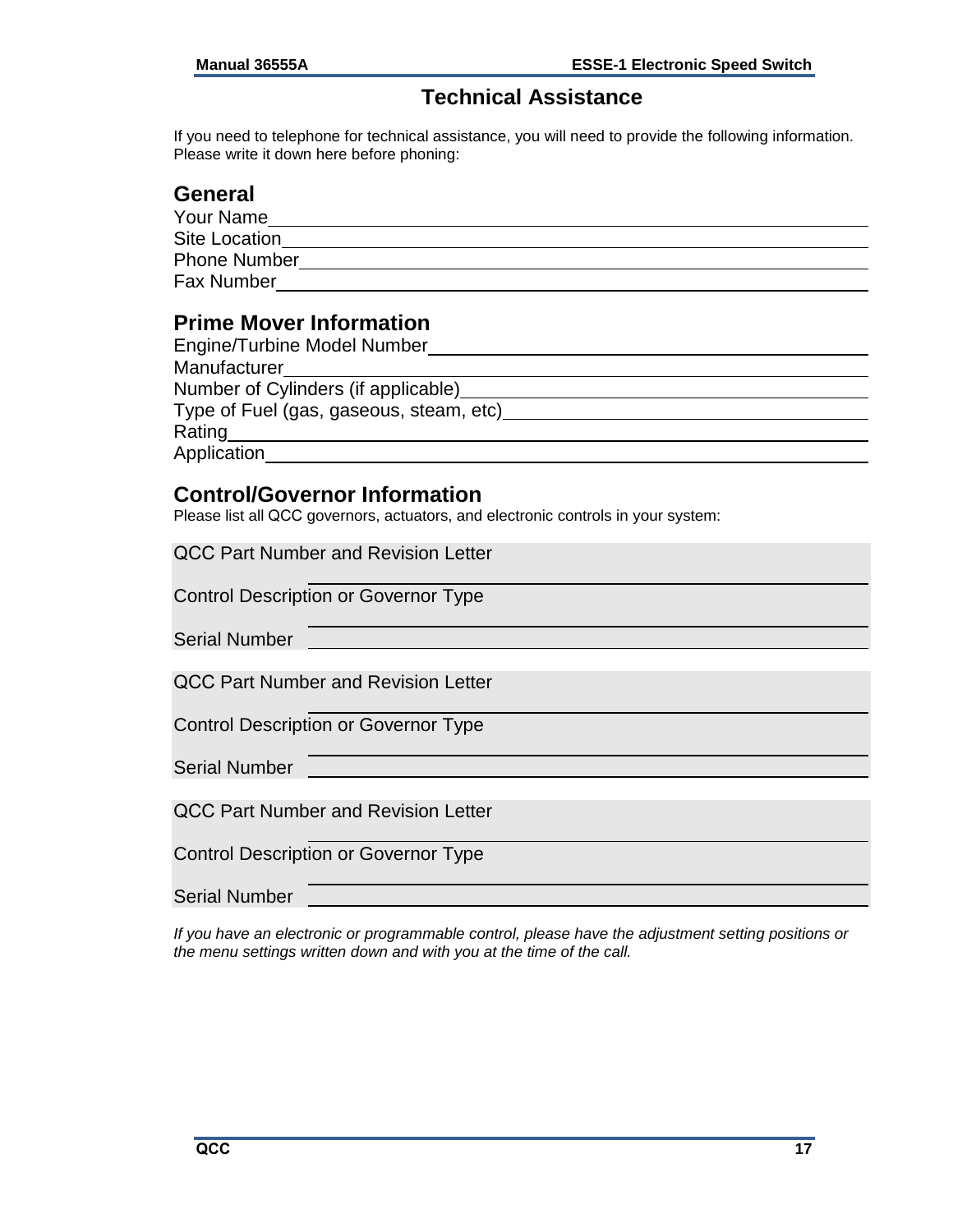# Technical Assistance

If you need to telephone for technical assistance, you will need to provide the following information. Please write it down here before phoning:

## General

Your Name\_\_\_\_\_\_\_\_\_\_\_\_\_\_\_\_\_\_\_\_\_\_\_\_\_\_\_\_\_\_\_\_\_\_\_\_\_\_\_\_\_\_\_\_\_\_\_\_\_\_\_\_\_\_\_\_\_\_

Site Location\_\_\_\_\_\_\_\_\_\_\_\_\_\_\_\_\_\_\_\_\_\_\_\_\_\_\_\_\_\_\_\_\_\_\_\_\_\_\_\_\_\_\_\_\_\_\_\_\_\_\_\_\_\_\_\_

Phone Number\_\_\_\_\_\_\_\_\_\_\_\_\_\_\_\_\_\_\_\_\_\_\_\_\_\_\_\_\_\_\_\_\_\_\_\_\_\_\_\_\_\_\_\_\_\_\_\_\_\_\_\_\_

Fax Number\_\_\_\_\_\_\_\_\_\_\_\_\_\_\_\_\_\_\_\_\_\_\_\_\_\_\_\_\_\_\_\_\_\_\_\_\_\_\_\_\_\_\_\_\_\_\_\_\_\_\_\_\_\_\_\_

## Prime Mover Information

Engine/Turbine Model Number\_\_\_\_\_\_\_\_\_\_\_\_\_\_\_\_\_\_\_\_\_\_\_\_\_\_\_\_\_\_\_\_\_\_\_\_\_\_\_\_

Manufacturer\_\_\_\_\_\_\_\_\_\_\_\_\_\_\_\_\_\_\_\_\_\_\_\_\_\_\_\_\_\_\_\_\_\_\_\_\_\_\_\_\_\_\_\_\_\_\_\_\_\_\_\_\_\_\_

Number of Cylinders (if applicable)\_\_\_\_\_\_\_\_\_\_\_\_\_\_\_\_\_\_\_\_\_\_\_\_\_\_\_\_\_\_\_\_\_\_\_\_

Type of Fuel (gas, gaseous, steam, etc)\_\_\_\_\_\_\_\_\_\_\_\_\_\_\_\_\_\_\_\_\_\_\_\_\_\_\_\_\_\_\_\_\_

Rating\_\_\_\_\_\_\_\_\_\_\_\_\_\_\_\_\_\_\_\_\_\_\_\_\_\_\_\_\_\_\_\_\_\_\_\_\_\_\_\_\_\_\_\_\_\_\_\_\_\_\_\_\_\_\_\_\_\_\_\_\_

Application\_\_\_\_\_\_\_\_\_\_\_\_\_\_\_\_\_\_\_\_\_\_\_\_\_\_\_\_\_\_\_\_\_\_\_\_\_\_\_\_\_\_\_\_\_\_\_\_\_\_\_\_\_\_\_\_\_

## Control/Governor Information

Please list all QCC governors, actuators, and electronic controls in your system:

QCC Part Number and Revision Letter\_\_\_\_\_\_\_\_\_\_\_\_\_\_\_\_\_\_\_\_\_\_\_\_\_\_\_\_\_\_\_\_\_\_\_\_

Control Description or Governor Type\_\_\_\_\_\_\_\_\_\_\_\_\_\_\_\_\_\_\_\_\_\_\_\_\_\_\_\_\_\_\_\_\_\_\_\_

Serial Number\_\_\_\_\_\_\_\_\_\_\_\_\_\_\_\_\_\_\_\_\_\_\_\_\_\_\_\_\_\_\_\_\_\_\_\_\_\_\_\_\_\_\_\_\_\_\_\_\_\_\_\_\_\_\_

QCC Part Number and Revision Letter\_\_\_\_\_\_\_\_\_\_\_\_\_\_\_\_\_\_\_\_\_\_\_\_\_\_\_\_\_\_\_\_\_\_\_\_

Control Description or Governor Type\_\_\_\_\_\_\_\_\_\_\_\_\_\_\_\_\_\_\_\_\_\_\_\_\_\_\_\_\_\_\_\_\_\_\_\_

Serial Number\_\_\_\_\_\_\_\_\_\_\_\_\_\_\_\_\_\_\_\_\_\_\_\_\_\_\_\_\_\_\_\_\_\_\_\_\_\_\_\_\_\_\_\_\_\_\_\_\_\_\_\_\_\_\_

QCC Part Number and Revision Letter\_\_\_\_\_\_\_\_\_\_\_\_\_\_\_\_\_\_\_\_\_\_\_\_\_\_\_\_\_\_\_\_\_\_\_\_

Control Description or Governor Type\_\_\_\_\_\_\_\_\_\_\_\_\_\_\_\_\_\_\_\_\_\_\_\_\_\_\_\_\_\_\_\_\_\_\_\_

Serial Number\_\_\_\_\_\_\_\_\_\_\_\_\_\_\_\_\_\_\_\_\_\_\_\_\_\_\_\_\_\_\_\_\_\_\_\_\_\_\_\_\_\_\_\_\_\_\_\_\_\_\_\_\_\_\_

*If you have an electronic or programmable control, please have the adjustment setting positions or the menu settings written down and with you at the time of the call.*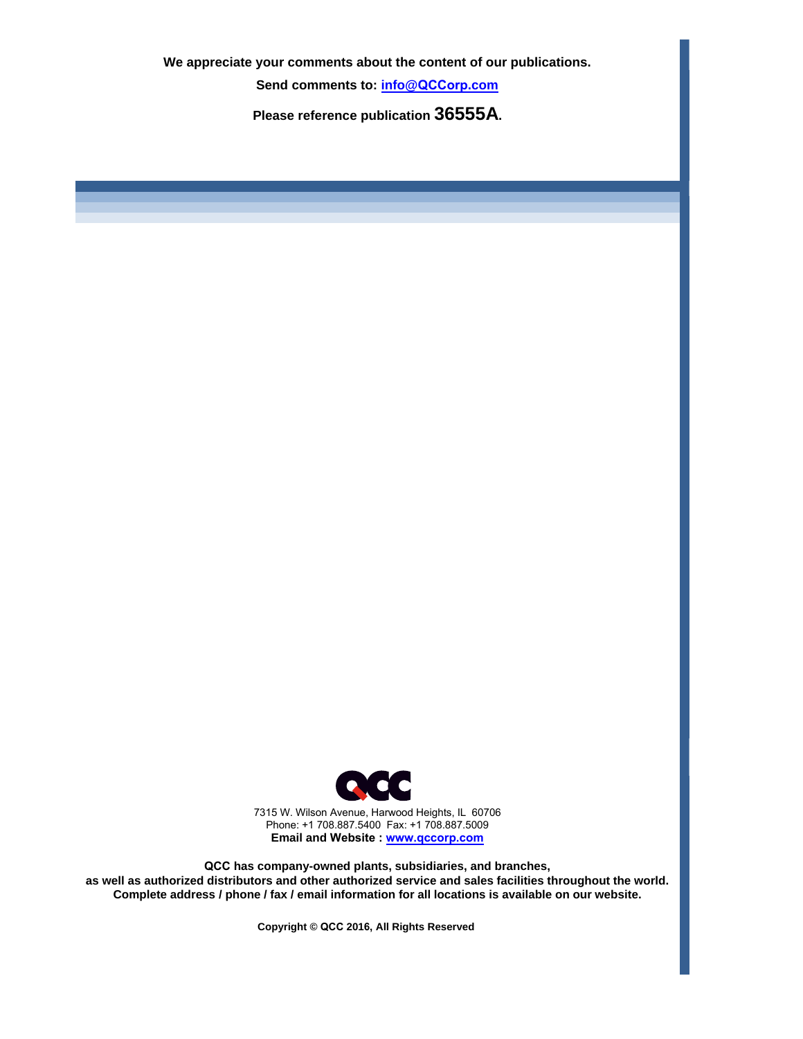**We appreciate your comments about the content of our publications.**

**Send comments to: [info@QCCorp.com](mailto:info@QCCorp.com)**

**Please reference publication 36555A.**

7315 W. Wilson Avenue, Harwood Heights, IL  60706
Phone: +1 708.887.5400  Fax: +1 708.887.5009
**Email and Website : [www.qccorp.com](http://www.qccorp.com)**

**QCC has company-owned plants, subsidiaries, and branches,
as well as authorized distributors and other authorized service and sales facilities throughout the world.
Complete address / phone / fax / email information for all locations is available on our website.**

**Copyright © QCC 2016, All Rights Reserved**